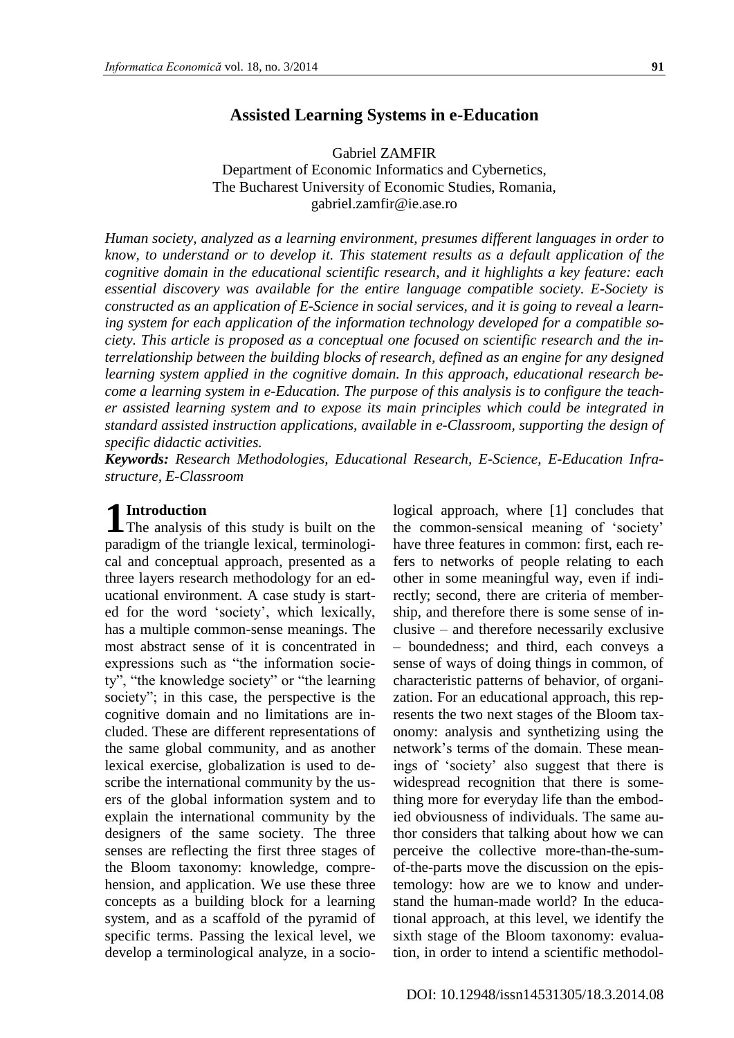# Assisted Learning Systems in e-Education

Gabriel ZAMFIR
Department of Economic Informatics and Cybernetics,
The Bucharest University of Economic Studies, Romania,
gabriel.zamfir@ie.ase.ro

*Human society, analyzed as a learning environment, presumes different languages in order to know, to understand or to develop it. This statement results as a default application of the cognitive domain in the educational scientific research, and it highlights a key feature: each essential discovery was available for the entire language compatible society. E-Society is constructed as an application of E-Science in social services, and it is going to reveal a learning system for each application of the information technology developed for a compatible society. This article is proposed as a conceptual one focused on scientific research and the interrelationship between the building blocks of research, defined as an engine for any designed learning system applied in the cognitive domain. In this approach, educational research become a learning system in e-Education. The purpose of this analysis is to configure the teacher assisted learning system and to expose its main principles which could be integrated in standard assisted instruction applications, available in e-Classroom, supporting the design of specific didactic activities.*

***Keywords:*** *Research Methodologies, Educational Research, E-Science, E-Education Infrastructure, E-Classroom*

## 1 Introduction

The analysis of this study is built on the paradigm of the triangle lexical, terminological and conceptual approach, presented as a three layers research methodology for an educational environment. A case study is started for the word 'society', which lexically, has a multiple common-sense meanings. The most abstract sense of it is concentrated in expressions such as "the information society", "the knowledge society" or "the learning society"; in this case, the perspective is the cognitive domain and no limitations are included. These are different representations of the same global community, and as another lexical exercise, globalization is used to describe the international community by the users of the global information system and to explain the international community by the designers of the same society. The three senses are reflecting the first three stages of the Bloom taxonomy: knowledge, comprehension, and application. We use these three concepts as a building block for a learning system, and as a scaffold of the pyramid of specific terms. Passing the lexical level, we develop a terminological analyze, in a sociological approach, where [1] concludes that the common-sensical meaning of 'society' have three features in common: first, each refers to networks of people relating to each other in some meaningful way, even if indirectly; second, there are criteria of membership, and therefore there is some sense of inclusive – and therefore necessarily exclusive – boundedness; and third, each conveys a sense of ways of doing things in common, of characteristic patterns of behavior, of organization. For an educational approach, this represents the two next stages of the Bloom taxonomy: analysis and synthetizing using the network's terms of the domain. These meanings of 'society' also suggest that there is widespread recognition that there is something more for everyday life than the embodied obviousness of individuals. The same author considers that talking about how we can perceive the collective more-than-the-sum-of-the-parts move the discussion on the epistemology: how are we to know and understand the human-made world? In the educational approach, at this level, we identify the sixth stage of the Bloom taxonomy: evaluation, in order to intend a scientific methodol-

DOI: 10.12948/issn14531305/18.3.2014.08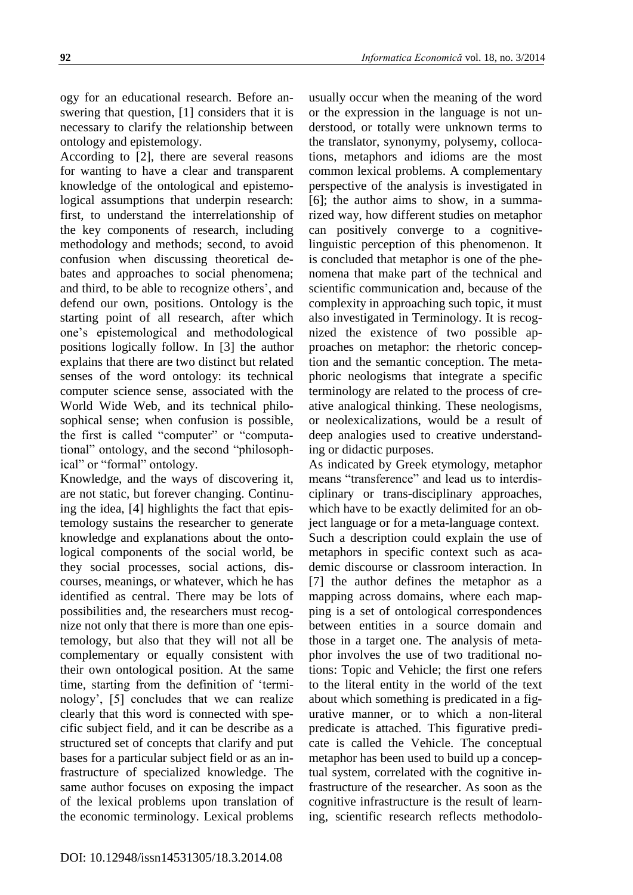ogy for an educational research. Before answering that question, [1] considers that it is necessary to clarify the relationship between ontology and epistemology.

According to [2], there are several reasons for wanting to have a clear and transparent knowledge of the ontological and epistemological assumptions that underpin research: first, to understand the interrelationship of the key components of research, including methodology and methods; second, to avoid confusion when discussing theoretical debates and approaches to social phenomena; and third, to be able to recognize others', and defend our own, positions. Ontology is the starting point of all research, after which one's epistemological and methodological positions logically follow. In [3] the author explains that there are two distinct but related senses of the word ontology: its technical computer science sense, associated with the World Wide Web, and its technical philosophical sense; when confusion is possible, the first is called "computer" or "computational" ontology, and the second "philosophical" or "formal" ontology.

Knowledge, and the ways of discovering it, are not static, but forever changing. Continuing the idea, [4] highlights the fact that epistemology sustains the researcher to generate knowledge and explanations about the ontological components of the social world, be they social processes, social actions, discourses, meanings, or whatever, which he has identified as central. There may be lots of possibilities and, the researchers must recognize not only that there is more than one epistemology, but also that they will not all be complementary or equally consistent with their own ontological position. At the same time, starting from the definition of 'terminology', [5] concludes that we can realize clearly that this word is connected with specific subject field, and it can be describe as a structured set of concepts that clarify and put bases for a particular subject field or as an infrastructure of specialized knowledge. The same author focuses on exposing the impact of the lexical problems upon translation of the economic terminology. Lexical problems usually occur when the meaning of the word or the expression in the language is not understood, or totally were unknown terms to the translator, synonymy, polysemy, collocations, metaphors and idioms are the most common lexical problems. A complementary perspective of the analysis is investigated in [6]; the author aims to show, in a summarized way, how different studies on metaphor can positively converge to a cognitive-linguistic perception of this phenomenon. It is concluded that metaphor is one of the phenomena that make part of the technical and scientific communication and, because of the complexity in approaching such topic, it must also investigated in Terminology. It is recognized the existence of two possible approaches on metaphor: the rhetoric conception and the semantic conception. The metaphoric neologisms that integrate a specific terminology are related to the process of creative analogical thinking. These neologisms, or neolexicalizations, would be a result of deep analogies used to creative understanding or didactic purposes.

As indicated by Greek etymology, metaphor means "transference" and lead us to interdisciplinary or trans-disciplinary approaches, which have to be exactly delimited for an object language or for a meta-language context.

Such a description could explain the use of metaphors in specific context such as academic discourse or classroom interaction. In [7] the author defines the metaphor as a mapping across domains, where each mapping is a set of ontological correspondences between entities in a source domain and those in a target one. The analysis of metaphor involves the use of two traditional notions: Topic and Vehicle; the first one refers to the literal entity in the world of the text about which something is predicated in a figurative manner, or to which a non-literal predicate is attached. This figurative predicate is called the Vehicle. The conceptual metaphor has been used to build up a conceptual system, correlated with the cognitive infrastructure of the researcher. As soon as the cognitive infrastructure is the result of learning, scientific research reflects methodolo-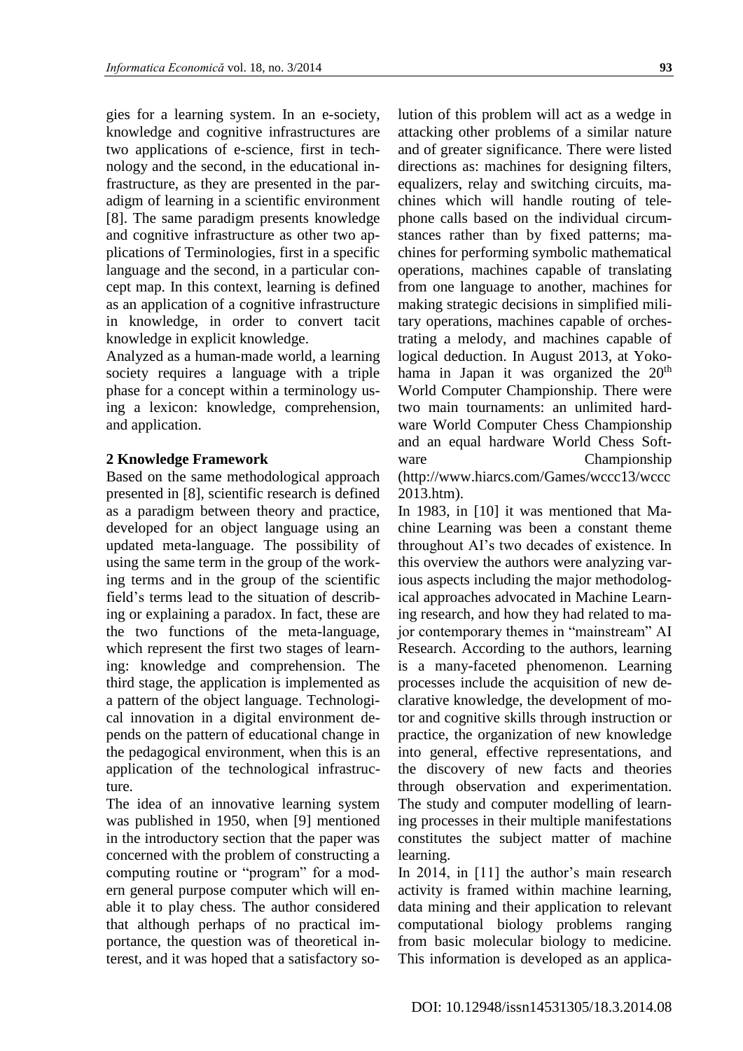gies for a learning system. In an e-society, knowledge and cognitive infrastructures are two applications of e-science, first in technology and the second, in the educational infrastructure, as they are presented in the paradigm of learning in a scientific environment [8]. The same paradigm presents knowledge and cognitive infrastructure as other two applications of Terminologies, first in a specific language and the second, in a particular concept map. In this context, learning is defined as an application of a cognitive infrastructure in knowledge, in order to convert tacit knowledge in explicit knowledge.

Analyzed as a human-made world, a learning society requires a language with a triple phase for a concept within a terminology using a lexicon: knowledge, comprehension, and application.

## 2 Knowledge Framework

Based on the same methodological approach presented in [8], scientific research is defined as a paradigm between theory and practice, developed for an object language using an updated meta-language. The possibility of using the same term in the group of the working terms and in the group of the scientific field's terms lead to the situation of describing or explaining a paradox. In fact, these are the two functions of the meta-language, which represent the first two stages of learning: knowledge and comprehension. The third stage, the application is implemented as a pattern of the object language. Technological innovation in a digital environment depends on the pattern of educational change in the pedagogical environment, when this is an application of the technological infrastructure.

The idea of an innovative learning system was published in 1950, when [9] mentioned in the introductory section that the paper was concerned with the problem of constructing a computing routine or "program" for a modern general purpose computer which will enable it to play chess. The author considered that although perhaps of no practical importance, the question was of theoretical interest, and it was hoped that a satisfactory solution of this problem will act as a wedge in attacking other problems of a similar nature and of greater significance. There were listed directions as: machines for designing filters, equalizers, relay and switching circuits, machines which will handle routing of telephone calls based on the individual circumstances rather than by fixed patterns; machines for performing symbolic mathematical operations, machines capable of translating from one language to another, machines for making strategic decisions in simplified military operations, machines capable of orchestrating a melody, and machines capable of logical deduction. In August 2013, at Yokohama in Japan it was organized the 20[th] World Computer Championship. There were two main tournaments: an unlimited hardware World Computer Chess Championship and an equal hardware World Chess Software Championship (http://www.hiarcs.com/Games/wccc13/wccc2013.htm).

In 1983, in [10] it was mentioned that Machine Learning was been a constant theme throughout AI's two decades of existence. In this overview the authors were analyzing various aspects including the major methodological approaches advocated in Machine Learning research, and how they had related to major contemporary themes in "mainstream" AI Research. According to the authors, learning is a many-faceted phenomenon. Learning processes include the acquisition of new declarative knowledge, the development of motor and cognitive skills through instruction or practice, the organization of new knowledge into general, effective representations, and the discovery of new facts and theories through observation and experimentation. The study and computer modelling of learning processes in their multiple manifestations constitutes the subject matter of machine learning.

In 2014, in [11] the author's main research activity is framed within machine learning, data mining and their application to relevant computational biology problems ranging from basic molecular biology to medicine. This information is developed as an applica-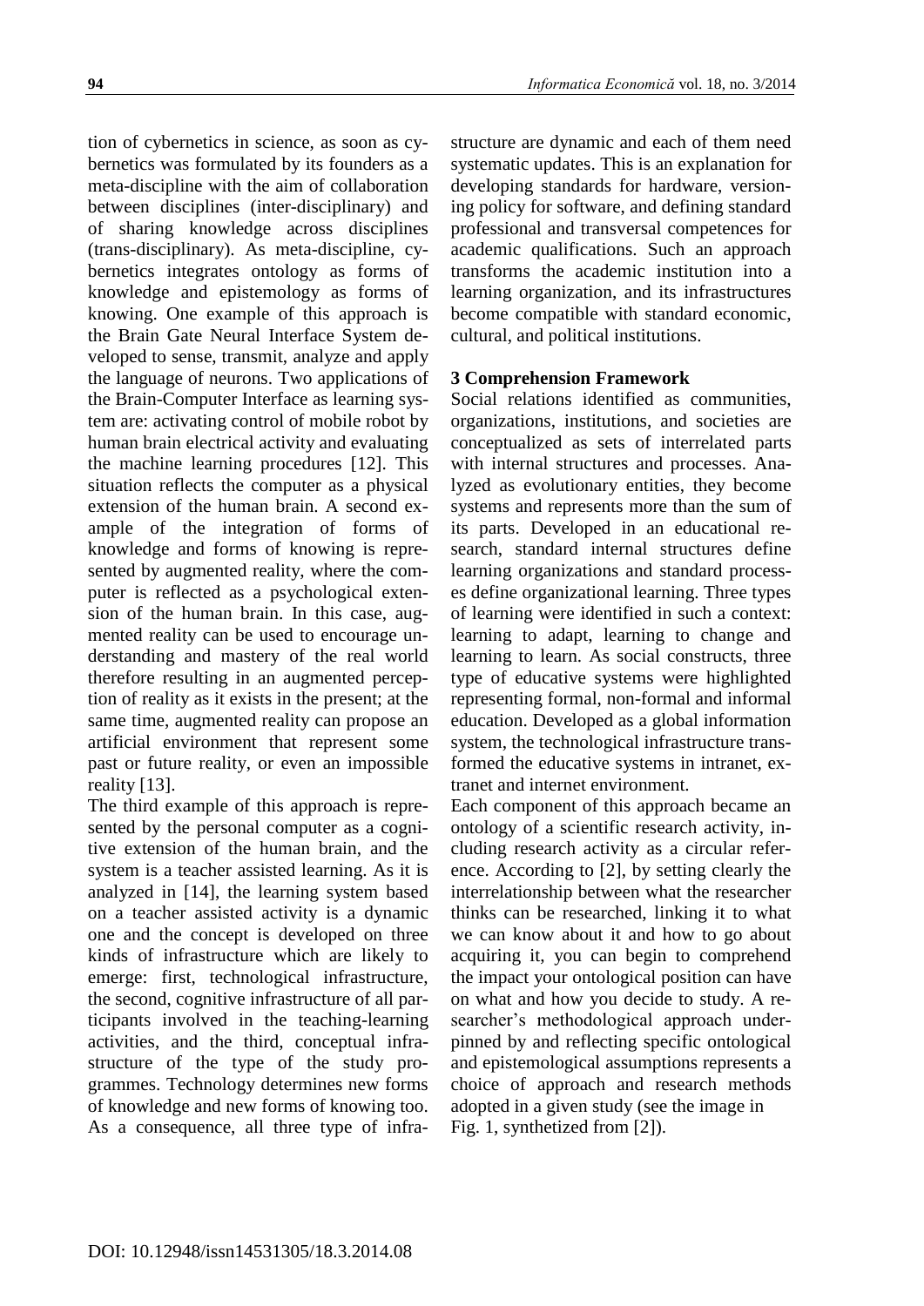tion of cybernetics in science, as soon as cybernetics was formulated by its founders as a meta-discipline with the aim of collaboration between disciplines (inter-disciplinary) and of sharing knowledge across disciplines (trans-disciplinary). As meta-discipline, cybernetics integrates ontology as forms of knowledge and epistemology as forms of knowing. One example of this approach is the Brain Gate Neural Interface System developed to sense, transmit, analyze and apply the language of neurons. Two applications of the Brain-Computer Interface as learning system are: activating control of mobile robot by human brain electrical activity and evaluating the machine learning procedures [12]. This situation reflects the computer as a physical extension of the human brain. A second example of the integration of forms of knowledge and forms of knowing is represented by augmented reality, where the computer is reflected as a psychological extension of the human brain. In this case, augmented reality can be used to encourage understanding and mastery of the real world therefore resulting in an augmented perception of reality as it exists in the present; at the same time, augmented reality can propose an artificial environment that represent some past or future reality, or even an impossible reality [13].

The third example of this approach is represented by the personal computer as a cognitive extension of the human brain, and the system is a teacher assisted learning. As it is analyzed in [14], the learning system based on a teacher assisted activity is a dynamic one and the concept is developed on three kinds of infrastructure which are likely to emerge: first, technological infrastructure, the second, cognitive infrastructure of all participants involved in the teaching-learning activities, and the third, conceptual infrastructure of the type of the study programmes. Technology determines new forms of knowledge and new forms of knowing too. As a consequence, all three type of infrastructure are dynamic and each of them need systematic updates. This is an explanation for developing standards for hardware, versioning policy for software, and defining standard professional and transversal competences for academic qualifications. Such an approach transforms the academic institution into a learning organization, and its infrastructures become compatible with standard economic, cultural, and political institutions.

## 3 Comprehension Framework

Social relations identified as communities, organizations, institutions, and societies are conceptualized as sets of interrelated parts with internal structures and processes. Analyzed as evolutionary entities, they become systems and represents more than the sum of its parts. Developed in an educational research, standard internal structures define learning organizations and standard processes define organizational learning. Three types of learning were identified in such a context: learning to adapt, learning to change and learning to learn. As social constructs, three type of educative systems were highlighted representing formal, non-formal and informal education. Developed as a global information system, the technological infrastructure transformed the educative systems in intranet, extranet and internet environment.

Each component of this approach became an ontology of a scientific research activity, including research activity as a circular reference. According to [2], by setting clearly the interrelationship between what the researcher thinks can be researched, linking it to what we can know about it and how to go about acquiring it, you can begin to comprehend the impact your ontological position can have on what and how you decide to study. A researcher's methodological approach underpinned by and reflecting specific ontological and epistemological assumptions represents a choice of approach and research methods adopted in a given study (see the image in Fig. 1, synthetized from [2]).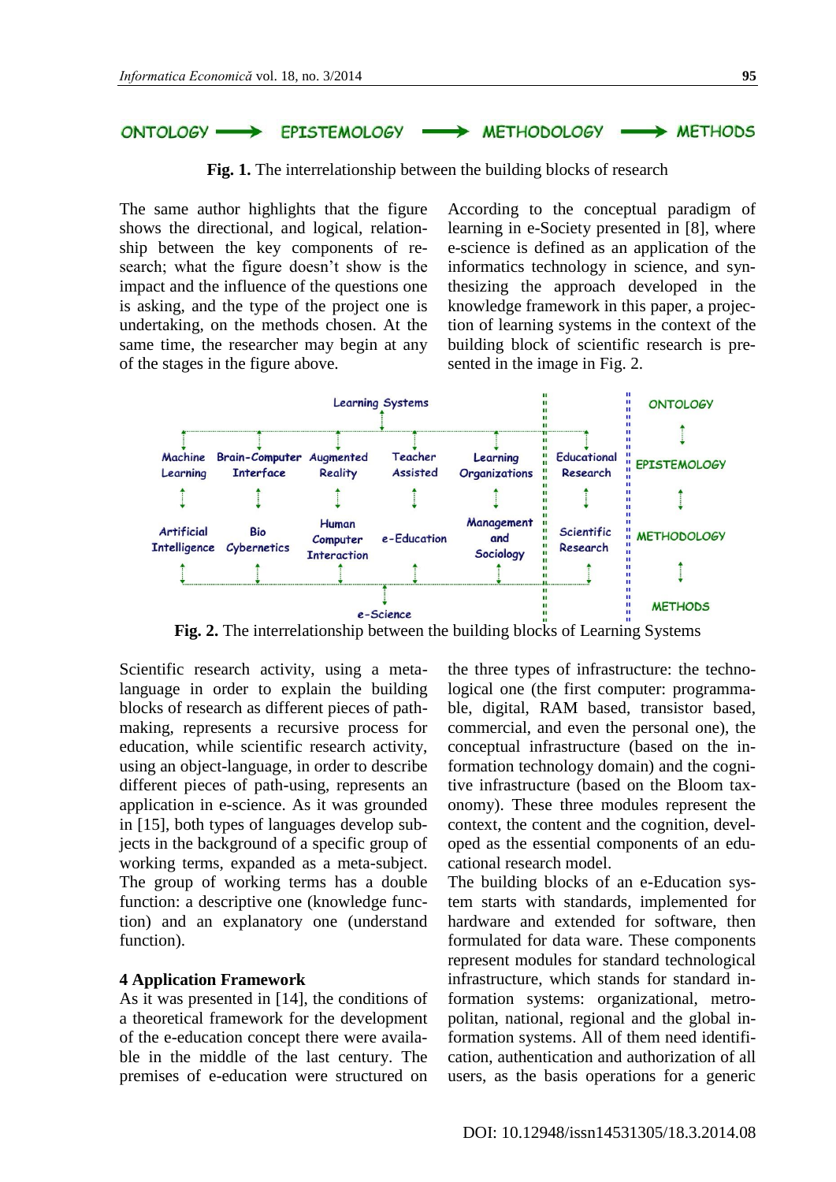ONTOLOGY → EPISTEMOLOGY → METHODOLOGY → METHODS

**Fig. 1.** The interrelationship between the building blocks of research

The same author highlights that the figure shows the directional, and logical, relationship between the key components of research; what the figure doesn't show is the impact and the influence of the questions one is asking, and the type of the project one is undertaking, on the methods chosen. At the same time, the researcher may begin at any of the stages in the figure above.

According to the conceptual paradigm of learning in e-Society presented in [8], where e-science is defined as an application of the informatics technology in science, and synthesizing the approach developed in the knowledge framework in this paper, a projection of learning systems in the context of the building block of scientific research is presented in the image in Fig. 2.

**Fig. 2.** The interrelationship between the building blocks of Learning Systems

Scientific research activity, using a meta-language in order to explain the building blocks of research as different pieces of path-making, represents a recursive process for education, while scientific research activity, using an object-language, in order to describe different pieces of path-using, represents an application in e-science. As it was grounded in [15], both types of languages develop subjects in the background of a specific group of working terms, expanded as a meta-subject. The group of working terms has a double function: a descriptive one (knowledge function) and an explanatory one (understand function).

## 4 Application Framework

As it was presented in [14], the conditions of a theoretical framework for the development of the e-education concept there were available in the middle of the last century. The premises of e-education were structured on the three types of infrastructure: the technological one (the first computer: programmable, digital, RAM based, transistor based, commercial, and even the personal one), the conceptual infrastructure (based on the information technology domain) and the cognitive infrastructure (based on the Bloom taxonomy). These three modules represent the context, the content and the cognition, developed as the essential components of an educational research model.

The building blocks of an e-Education system starts with standards, implemented for hardware and extended for software, then formulated for data ware. These components represent modules for standard technological infrastructure, which stands for standard information systems: organizational, metropolitan, national, regional and the global information systems. All of them need identification, authentication and authorization of all users, as the basis operations for a generic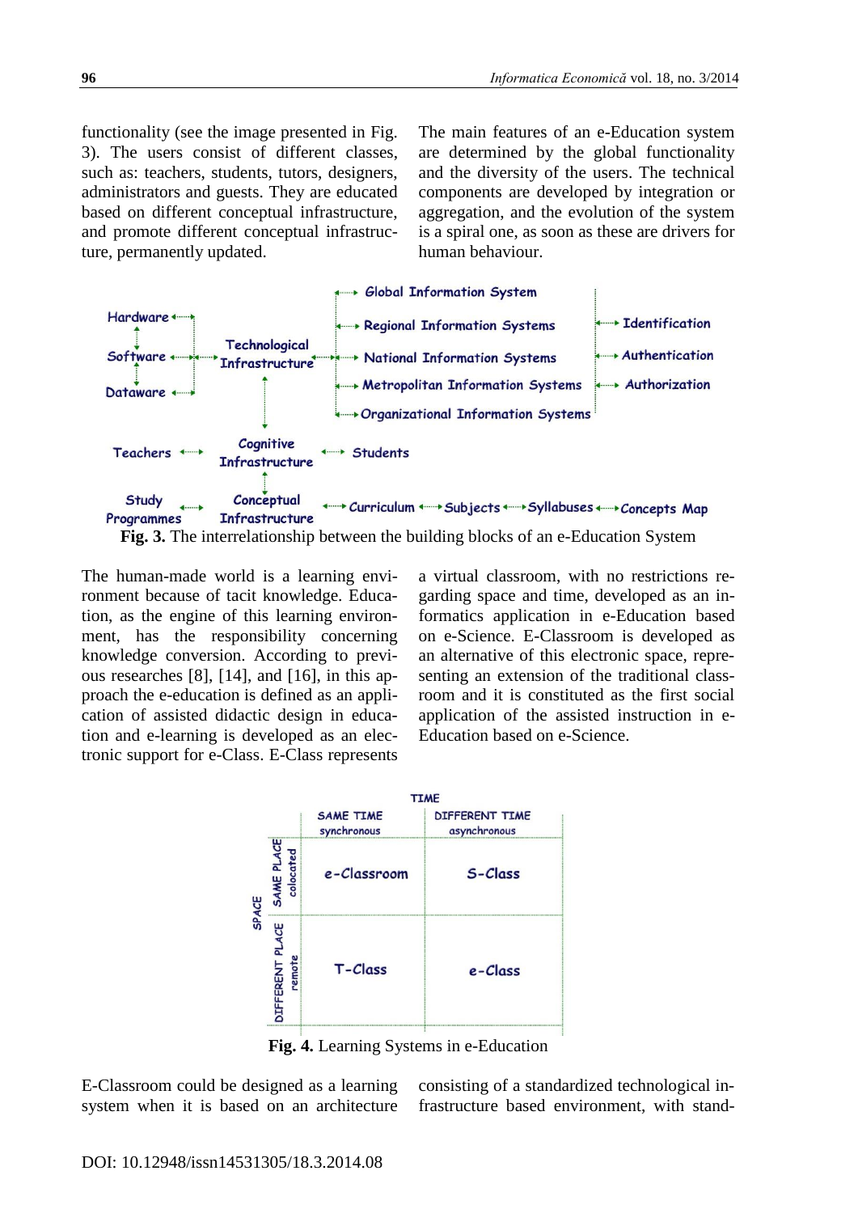functionality (see the image presented in Fig. 3). The users consist of different classes, such as: teachers, students, tutors, designers, administrators and guests. They are educated based on different conceptual infrastructure, and promote different conceptual infrastructure, permanently updated.

The main features of an e-Education system are determined by the global functionality and the diversity of the users. The technical components are developed by integration or aggregation, and the evolution of the system is a spiral one, as soon as these are drivers for human behaviour.

**Fig. 3.** The interrelationship between the building blocks of an e-Education System

The human-made world is a learning environment because of tacit knowledge. Education, as the engine of this learning environment, has the responsibility concerning knowledge conversion. According to previous researches [8], [14], and [16], in this approach the e-education is defined as an application of assisted didactic design in education and e-learning is developed as an electronic support for e-Class. E-Class represents a virtual classroom, with no restrictions regarding space and time, developed as an informatics application in e-Education based on e-Science. E-Classroom is developed as an alternative of this electronic space, representing an extension of the traditional classroom and it is constituted as the first social application of the assisted instruction in e-Education based on e-Science.

| SPACE \ TIME | SAME TIME synchronous | DIFFERENT TIME asynchronous |
|---|---|---|
| SAME PLACE colocated | e-Classroom | S-Class |
| DIFFERENT PLACE remote | T-Class | e-Class |

**Fig. 4.** Learning Systems in e-Education

E-Classroom could be designed as a learning system when it is based on an architecture consisting of a standardized technological infrastructure based environment, with stand-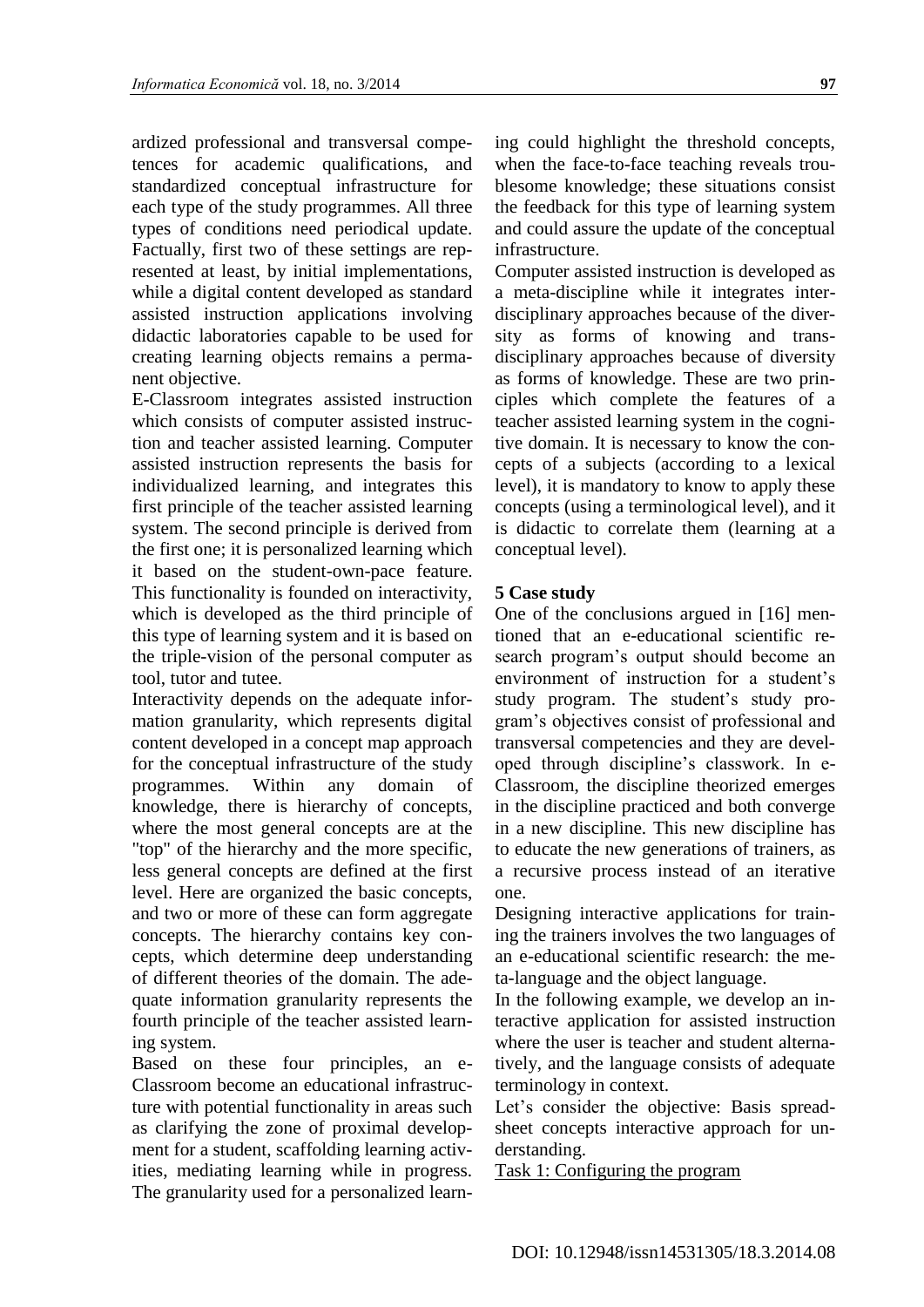ardized professional and transversal competences for academic qualifications, and standardized conceptual infrastructure for each type of the study programmes. All three types of conditions need periodical update. Factually, first two of these settings are represented at least, by initial implementations, while a digital content developed as standard assisted instruction applications involving didactic laboratories capable to be used for creating learning objects remains a permanent objective.

E-Classroom integrates assisted instruction which consists of computer assisted instruction and teacher assisted learning. Computer assisted instruction represents the basis for individualized learning, and integrates this first principle of the teacher assisted learning system. The second principle is derived from the first one; it is personalized learning which it based on the student-own-pace feature. This functionality is founded on interactivity, which is developed as the third principle of this type of learning system and it is based on the triple-vision of the personal computer as tool, tutor and tutee.

Interactivity depends on the adequate information granularity, which represents digital content developed in a concept map approach for the conceptual infrastructure of the study programmes. Within any domain of knowledge, there is hierarchy of concepts, where the most general concepts are at the "top" of the hierarchy and the more specific, less general concepts are defined at the first level. Here are organized the basic concepts, and two or more of these can form aggregate concepts. The hierarchy contains key concepts, which determine deep understanding of different theories of the domain. The adequate information granularity represents the fourth principle of the teacher assisted learning system.

Based on these four principles, an e-Classroom become an educational infrastructure with potential functionality in areas such as clarifying the zone of proximal development for a student, scaffolding learning activities, mediating learning while in progress. The granularity used for a personalized learning could highlight the threshold concepts, when the face-to-face teaching reveals troublesome knowledge; these situations consist the feedback for this type of learning system and could assure the update of the conceptual infrastructure.

Computer assisted instruction is developed as a meta-discipline while it integrates inter-disciplinary approaches because of the diversity as forms of knowing and trans-disciplinary approaches because of diversity as forms of knowledge. These are two principles which complete the features of a teacher assisted learning system in the cognitive domain. It is necessary to know the concepts of a subjects (according to a lexical level), it is mandatory to know to apply these concepts (using a terminological level), and it is didactic to correlate them (learning at a conceptual level).

## 5 Case study

One of the conclusions argued in [16] mentioned that an e-educational scientific research program's output should become an environment of instruction for a student's study program. The student's study program's objectives consist of professional and transversal competencies and they are developed through discipline's classwork. In e-Classroom, the discipline theorized emerges in the discipline practiced and both converge in a new discipline. This new discipline has to educate the new generations of trainers, as a recursive process instead of an iterative one.

Designing interactive applications for training the trainers involves the two languages of an e-educational scientific research: the meta-language and the object language.

In the following example, we develop an interactive application for assisted instruction where the user is teacher and student alternatively, and the language consists of adequate terminology in context.

Let's consider the objective: Basis spreadsheet concepts interactive approach for understanding.

<u>Task 1: Configuring the program</u>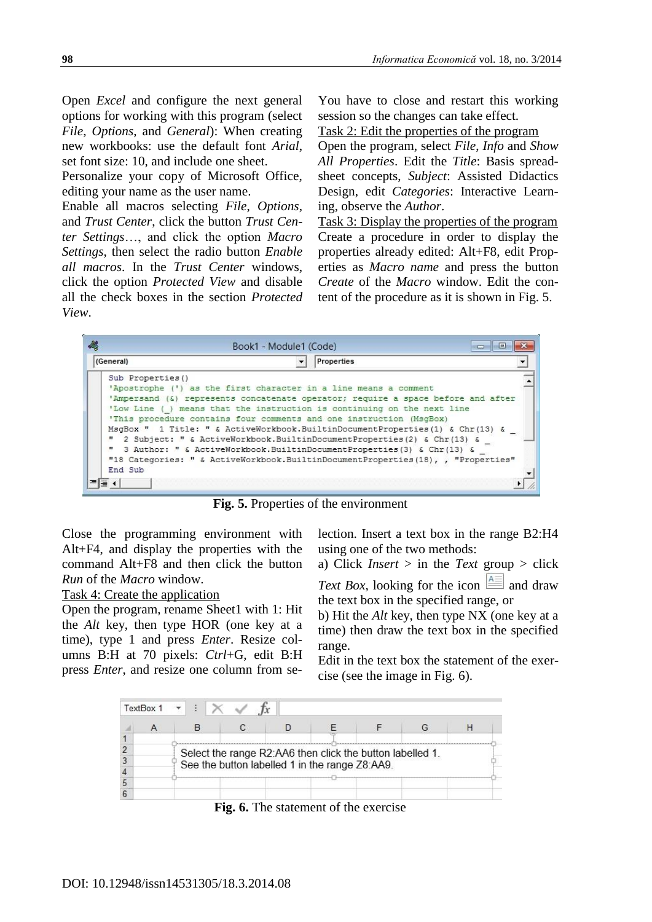Open *Excel* and configure the next general options for working with this program (select *File*, *Options*, and *General*): When creating new workbooks: use the default font *Arial*, set font size: 10, and include one sheet.

Personalize your copy of Microsoft Office, editing your name as the user name.

Enable all macros selecting *File*, *Options*, and *Trust Center*, click the button *Trust Center Settings*…, and click the option *Macro Settings*, then select the radio button *Enable all macros*. In the *Trust Center* windows, click the option *Protected View* and disable all the check boxes in the section *Protected View*.

You have to close and restart this working session so the changes can take effect.

Task 2: Edit the properties of the program

Open the program, select *File*, *Info* and *Show All Properties*. Edit the *Title*: Basis spreadsheet concepts, *Subject*: Assisted Didactics Design, edit *Categories*: Interactive Learning, observe the *Author*.

Task 3: Display the properties of the program

Create a procedure in order to display the properties already edited: Alt+F8, edit Properties as *Macro name* and press the button *Create* of the *Macro* window. Edit the content of the procedure as it is shown in Fig. 5.

```
Sub Properties()
'Apostrophe (') as the first character in a line means a comment
'Ampersand (&) represents concatenate operator; require a space before and after
'Low Line (_) means that the instruction is continuing on the next line
'This procedure contains four comments and one instruction (MsgBox)
MsgBox "  1 Title: " & ActiveWorkbook.BuiltinDocumentProperties(1) & Chr(13) & _
"  2 Subject: " & ActiveWorkbook.BuiltinDocumentProperties(2) & Chr(13) & _
"  3 Author: " & ActiveWorkbook.BuiltinDocumentProperties(3) & Chr(13) & _
"18 Categories: " & ActiveWorkbook.BuiltinDocumentProperties(18), , "Properties"
End Sub
```

**Fig. 5.** Properties of the environment

Close the programming environment with Alt+F4, and display the properties with the command Alt+F8 and then click the button *Run* of the *Macro* window.

Task 4: Create the application

Open the program, rename Sheet1 with 1: Hit the *Alt* key, then type HOR (one key at a time), type 1 and press *Enter*. Resize columns B:H at 70 pixels: *Ctrl*+G, edit B:H press *Enter*, and resize one column from selection. Insert a text box in the range B2:H4 using one of the two methods:

a) Click *Insert* > in the *Text* group > click *Text Box*, looking for the icon and draw the text box in the specified range, or

b) Hit the *Alt* key, then type NX (one key at a time) then draw the text box in the specified range.

Edit in the text box the statement of the exercise (see the image in Fig. 6).

Select the range R2:AA6 then click the button labelled 1.
See the button labelled 1 in the range Z8:AA9.

**Fig. 6.** The statement of the exercise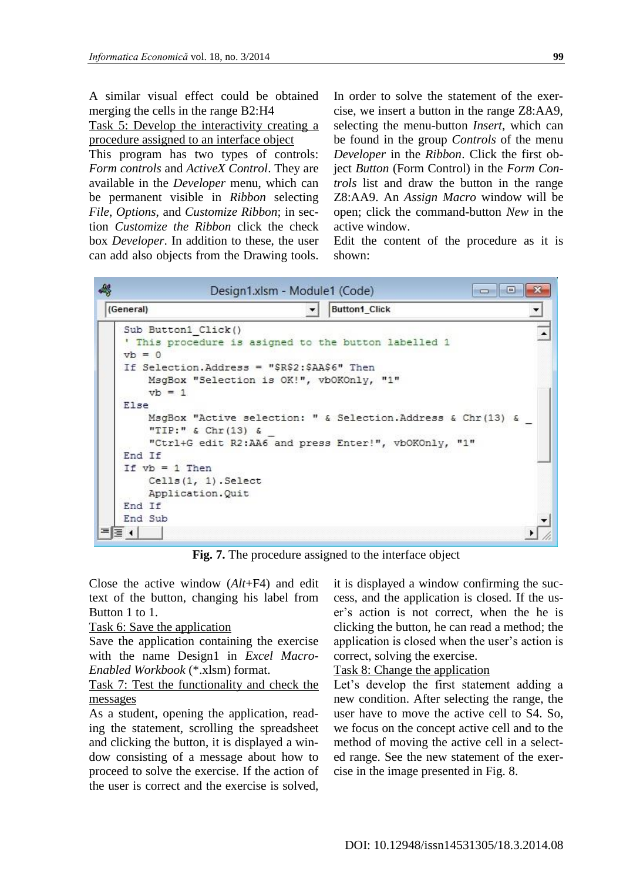A similar visual effect could be obtained merging the cells in the range B2:H4

Task 5: Develop the interactivity creating a procedure assigned to an interface object

This program has two types of controls: *Form controls* and *ActiveX Control*. They are available in the *Developer* menu, which can be permanent visible in *Ribbon* selecting *File*, *Options*, and *Customize Ribbon*; in section *Customize the Ribbon* click the check box *Developer*. In addition to these, the user can add also objects from the Drawing tools.

In order to solve the statement of the exercise, we insert a button in the range Z8:AA9, selecting the menu-button *Insert*, which can be found in the group *Controls* of the menu *Developer* in the *Ribbon*. Click the first object *Button* (Form Control) in the *Form Controls* list and draw the button in the range Z8:AA9. An *Assign Macro* window will be open; click the command-button *New* in the active window.

Edit the content of the procedure as it is shown:

```
Design1.xlsm - Module1 (Code)
(General)                          Button1_Click

Sub Button1_Click()
' This procedure is asigned to the button labelled 1
vb = 0
If Selection.Address = "$R$2:$AA$6" Then
    MsgBox "Selection is OK!", vbOKOnly, "1"
    vb = 1
Else
    MsgBox "Active selection: " & Selection.Address & Chr(13) & _
    "TIP:" & Chr(13) & _
    "Ctrl+G edit R2:AA6 and press Enter!", vbOKOnly, "1"
End If
If vb = 1 Then
    Cells(1, 1).Select
    Application.Quit
End If
End Sub
```

**Fig. 7.** The procedure assigned to the interface object

Close the active window (*Alt*+F4) and edit text of the button, changing his label from Button 1 to 1.

Task 6: Save the application

Save the application containing the exercise with the name Design1 in *Excel Macro-Enabled Workbook* (*.xlsm) format.

Task 7: Test the functionality and check the messages

As a student, opening the application, reading the statement, scrolling the spreadsheet and clicking the button, it is displayed a window consisting of a message about how to proceed to solve the exercise. If the action of the user is correct and the exercise is solved, it is displayed a window confirming the success, and the application is closed. If the user's action is not correct, when the he is clicking the button, he can read a method; the application is closed when the user's action is correct, solving the exercise.

Task 8: Change the application

Let's develop the first statement adding a new condition. After selecting the range, the user have to move the active cell to S4. So, we focus on the concept active cell and to the method of moving the active cell in a selected range. See the new statement of the exercise in the image presented in Fig. 8.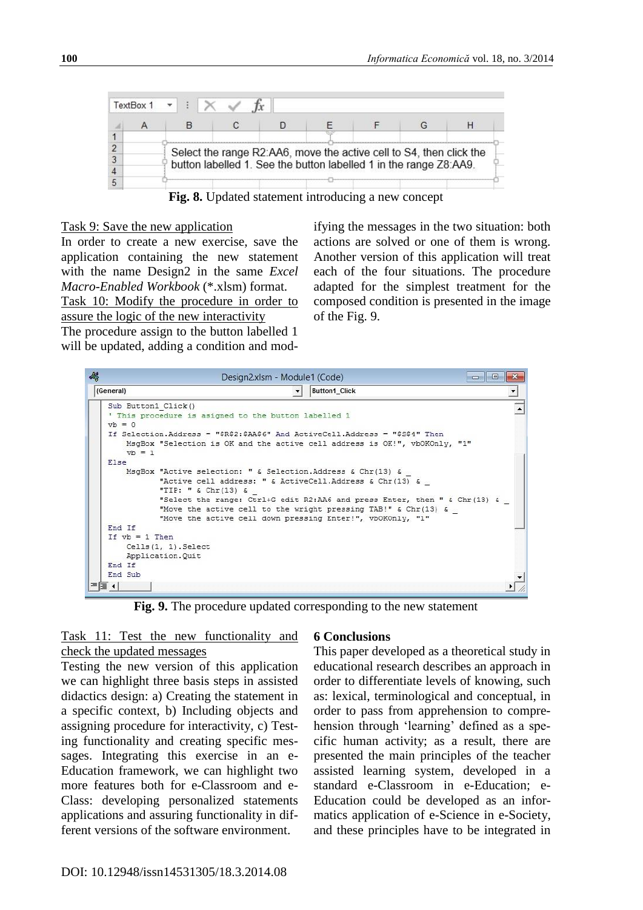Select the range R2:AA6, move the active cell to S4, then click the button labelled 1. See the button labelled 1 in the range Z8:AA9.

**Fig. 8.** Updated statement introducing a new concept

Task 9: Save the new application

In order to create a new exercise, save the application containing the new statement with the name Design2 in the same *Excel Macro-Enabled Workbook* (*.xlsm) format.

Task 10: Modify the procedure in order to assure the logic of the new interactivity

The procedure assign to the button labelled 1 will be updated, adding a condition and modifying the messages in the two situation: both actions are solved or one of them is wrong. Another version of this application will treat each of the four situations. The procedure adapted for the simplest treatment for the composed condition is presented in the image of the Fig. 9.

```
Sub Button1_Click()
' This procedure is asigned to the button labelled 1
vb = 0
If Selection.Address = "$R$2:$AA$6" And ActiveCell.Address = "$S$4" Then
    MsgBox "Selection is OK and the active cell address is OK!", vbOKOnly, "1"
    vb = 1
Else
    MsgBox "Active selection: " & Selection.Address & Chr(13) & _
           "Active cell address: " & ActiveCell.Address & Chr(13) & _
           "TIP: " & Chr(13) & _
           "Select the range: Ctrl+G edit R2:AA6 and press Enter, then " & Chr(13) & _
           "Move the active cell to the wright pressing TAB!" & Chr(13) & _
           "Move the active cell down pressing Enter!", vbOKOnly, "1"
End If
If vb = 1 Then
    Cells(1, 1).Select
    Application.Quit
End If
End Sub
```

**Fig. 9.** The procedure updated corresponding to the new statement

Task 11: Test the new functionality and check the updated messages

Testing the new version of this application we can highlight three basis steps in assisted didactics design: a) Creating the statement in a specific context, b) Including objects and assigning procedure for interactivity, c) Testing functionality and creating specific messages. Integrating this exercise in an e-Education framework, we can highlight two more features both for e-Classroom and e-Class: developing personalized statements applications and assuring functionality in different versions of the software environment.

## 6 Conclusions

This paper developed as a theoretical study in educational research describes an approach in order to differentiate levels of knowing, such as: lexical, terminological and conceptual, in order to pass from apprehension to comprehension through 'learning' defined as a specific human activity; as a result, there are presented the main principles of the teacher assisted learning system, developed in a standard e-Classroom in e-Education; e-Education could be developed as an informatics application of e-Science in e-Society, and these principles have to be integrated in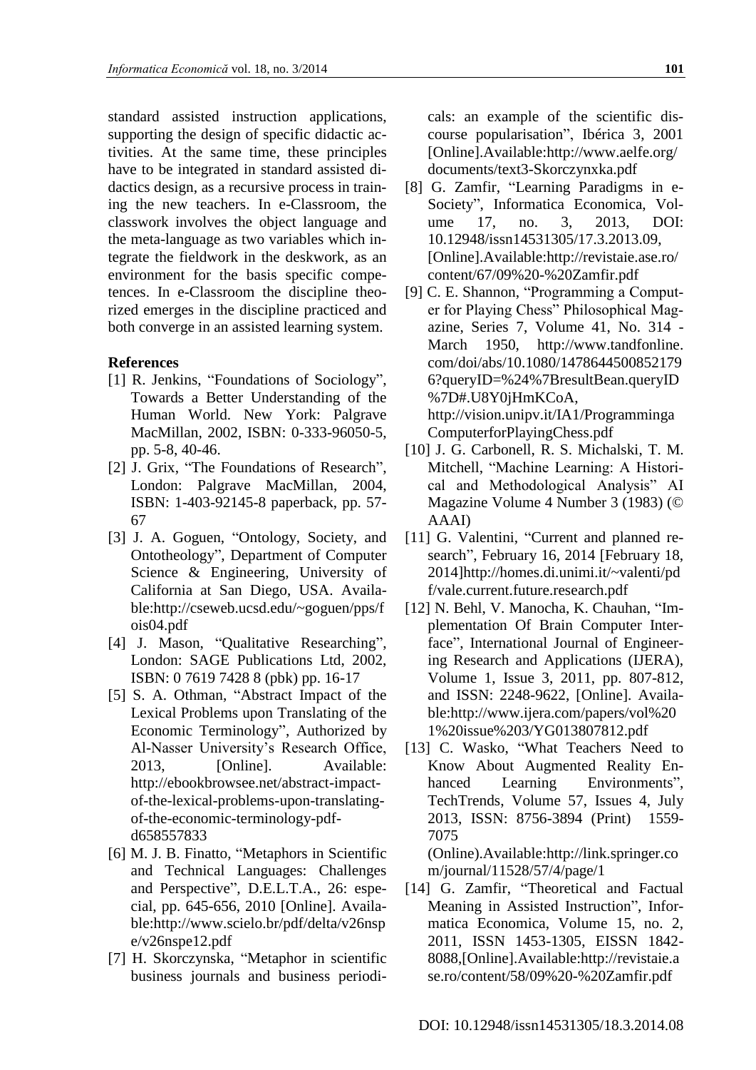standard assisted instruction applications, supporting the design of specific didactic activities. At the same time, these principles have to be integrated in standard assisted didactics design, as a recursive process in training the new teachers. In e-Classroom, the classwork involves the object language and the meta-language as two variables which integrate the fieldwork in the deskwork, as an environment for the basis specific competences. In e-Classroom the discipline theorized emerges in the discipline practiced and both converge in an assisted learning system.

### References

[1] R. Jenkins, "Foundations of Sociology", Towards a Better Understanding of the Human World. New York: Palgrave MacMillan, 2002, ISBN: 0-333-96050-5, pp. 5-8, 40-46.

[2] J. Grix, "The Foundations of Research", London: Palgrave MacMillan, 2004, ISBN: 1-403-92145-8 paperback, pp. 57-67

[3] J. A. Goguen, "Ontology, Society, and Ontotheology", Department of Computer Science & Engineering, University of California at San Diego, USA. Available:http://cseweb.ucsd.edu/~goguen/pps/fois04.pdf

[4] J. Mason, "Qualitative Researching", London: SAGE Publications Ltd, 2002, ISBN: 0 7619 7428 8 (pbk) pp. 16-17

[5] S. A. Othman, "Abstract Impact of the Lexical Problems upon Translating of the Economic Terminology", Authorized by Al-Nasser University's Research Office, 2013, [Online]. Available: http://ebookbrowsee.net/abstract-impact-of-the-lexical-problems-upon-translating-of-the-economic-terminology-pdf-d658557833

[6] M. J. B. Finatto, "Metaphors in Scientific and Technical Languages: Challenges and Perspective", D.E.L.T.A., 26: especial, pp. 645-656, 2010 [Online]. Available:http://www.scielo.br/pdf/delta/v26nspe/v26nspe12.pdf

[7] H. Skorczynska, "Metaphor in scientific business journals and business periodicals: an example of the scientific discourse popularisation", Ibérica 3, 2001 [Online].Available:http://www.aelfe.org/documents/text3-Skorczynxka.pdf

[8] G. Zamfir, "Learning Paradigms in e-Society", Informatica Economica, Volume 17, no. 3, 2013, DOI: 10.12948/issn14531305/17.3.2013.09, [Online].Available:http://revistaie.ase.ro/content/67/09%20-%20Zamfir.pdf

[9] C. E. Shannon, "Programming a Computer for Playing Chess" Philosophical Magazine, Series 7, Volume 41, No. 314 - March 1950, http://www.tandfonline.com/doi/abs/10.1080/14786445008521796?queryID=%24%7BresultBean.queryID%7D#.U8Y0jHmKCoA, http://vision.unipv.it/IA1/ProgrammingaComputerforPlayingChess.pdf

[10] J. G. Carbonell, R. S. Michalski, T. M. Mitchell, "Machine Learning: A Historical and Methodological Analysis" AI Magazine Volume 4 Number 3 (1983) (© AAAI)

[11] G. Valentini, "Current and planned research", February 16, 2014 [February 18, 2014]http://homes.di.unimi.it/~valenti/pdf/vale.current.future.research.pdf

[12] N. Behl, V. Manocha, K. Chauhan, "Implementation Of Brain Computer Interface", International Journal of Engineering Research and Applications (IJERA), Volume 1, Issue 3, 2011, pp. 807-812, and ISSN: 2248-9622, [Online]. Available:http://www.ijera.com/papers/vol%201%20issue%203/YG013807812.pdf

[13] C. Wasko, "What Teachers Need to Know About Augmented Reality Enhanced Learning Environments", TechTrends, Volume 57, Issues 4, July 2013, ISSN: 8756-3894 (Print) 1559-7075 (Online).Available:http://link.springer.com/journal/11528/57/4/page/1

[14] G. Zamfir, "Theoretical and Factual Meaning in Assisted Instruction", Informatica Economica, Volume 15, no. 2, 2011, ISSN 1453-1305, EISSN 1842-8088,[Online].Available:http://revistaie.ase.ro/content/58/09%20-%20Zamfir.pdf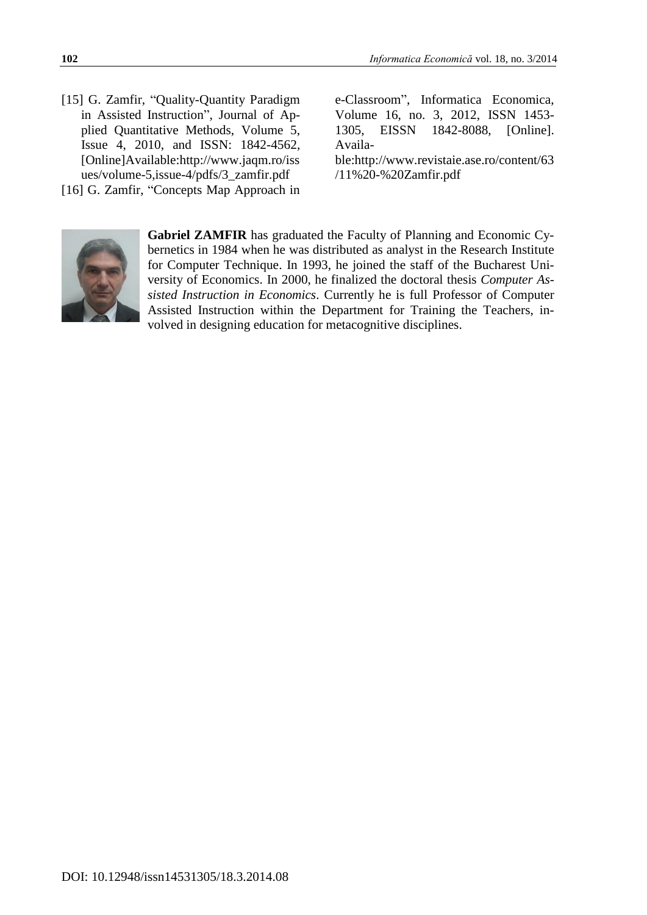[15] G. Zamfir, "Quality-Quantity Paradigm in Assisted Instruction", Journal of Applied Quantitative Methods, Volume 5, Issue 4, 2010, and ISSN: 1842-4562, [Online]Available:http://www.jaqm.ro/issues/volume-5,issue-4/pdfs/3_zamfir.pdf

[16] G. Zamfir, "Concepts Map Approach in e-Classroom", Informatica Economica, Volume 16, no. 3, 2012, ISSN 1453-1305, EISSN 1842-8088, [Online]. Available:http://www.revistaie.ase.ro/content/63/11%20-%20Zamfir.pdf

**Gabriel ZAMFIR** has graduated the Faculty of Planning and Economic Cybernetics in 1984 when he was distributed as analyst in the Research Institute for Computer Technique. In 1993, he joined the staff of the Bucharest University of Economics. In 2000, he finalized the doctoral thesis *Computer Assisted Instruction in Economics*. Currently he is full Professor of Computer Assisted Instruction within the Department for Training the Teachers, involved in designing education for metacognitive disciplines.

DOI: 10.12948/issn14531305/18.3.2014.08